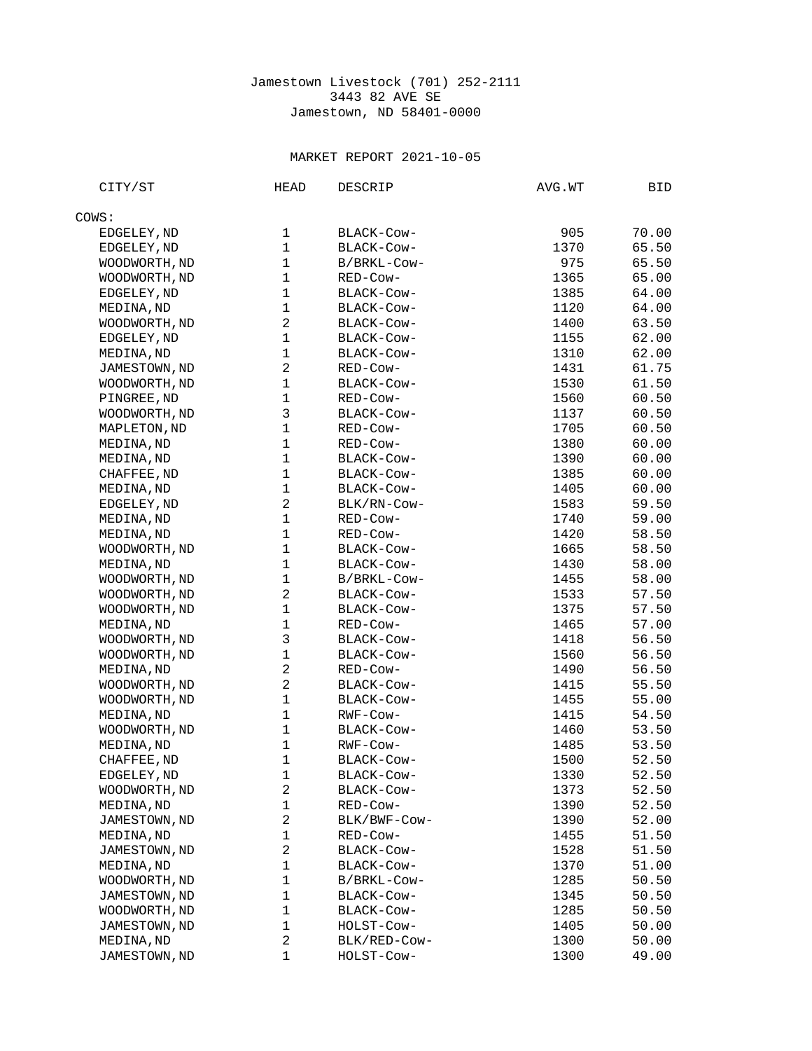Jamestown Livestock (701) 252-2111
3443 82 AVE SE
Jamestown, ND 58401-0000

MARKET REPORT 2021-10-05

| CITY/ST | HEAD | DESCRIP | AVG.WT | BID |
|---|---|---|---|---|
| COWS: | | | | |
| EDGELEY,ND | 1 | BLACK-Cow- | 905 | 70.00 |
| EDGELEY,ND | 1 | BLACK-Cow- | 1370 | 65.50 |
| WOODWORTH,ND | 1 | B/BRKL-Cow- | 975 | 65.50 |
| WOODWORTH,ND | 1 | RED-Cow- | 1365 | 65.00 |
| EDGELEY,ND | 1 | BLACK-Cow- | 1385 | 64.00 |
| MEDINA,ND | 1 | BLACK-Cow- | 1120 | 64.00 |
| WOODWORTH,ND | 2 | BLACK-Cow- | 1400 | 63.50 |
| EDGELEY,ND | 1 | BLACK-Cow- | 1155 | 62.00 |
| MEDINA,ND | 1 | BLACK-Cow- | 1310 | 62.00 |
| JAMESTOWN,ND | 2 | RED-Cow- | 1431 | 61.75 |
| WOODWORTH,ND | 1 | BLACK-Cow- | 1530 | 61.50 |
| PINGREE,ND | 1 | RED-Cow- | 1560 | 60.50 |
| WOODWORTH,ND | 3 | BLACK-Cow- | 1137 | 60.50 |
| MAPLETON,ND | 1 | RED-Cow- | 1705 | 60.50 |
| MEDINA,ND | 1 | RED-Cow- | 1380 | 60.00 |
| MEDINA,ND | 1 | BLACK-Cow- | 1390 | 60.00 |
| CHAFFEE,ND | 1 | BLACK-Cow- | 1385 | 60.00 |
| MEDINA,ND | 1 | BLACK-Cow- | 1405 | 60.00 |
| EDGELEY,ND | 2 | BLK/RN-Cow- | 1583 | 59.50 |
| MEDINA,ND | 1 | RED-Cow- | 1740 | 59.00 |
| MEDINA,ND | 1 | RED-Cow- | 1420 | 58.50 |
| WOODWORTH,ND | 1 | BLACK-Cow- | 1665 | 58.50 |
| MEDINA,ND | 1 | BLACK-Cow- | 1430 | 58.00 |
| WOODWORTH,ND | 1 | B/BRKL-Cow- | 1455 | 58.00 |
| WOODWORTH,ND | 2 | BLACK-Cow- | 1533 | 57.50 |
| WOODWORTH,ND | 1 | BLACK-Cow- | 1375 | 57.50 |
| MEDINA,ND | 1 | RED-Cow- | 1465 | 57.00 |
| WOODWORTH,ND | 3 | BLACK-Cow- | 1418 | 56.50 |
| WOODWORTH,ND | 1 | BLACK-Cow- | 1560 | 56.50 |
| MEDINA,ND | 2 | RED-Cow- | 1490 | 56.50 |
| WOODWORTH,ND | 2 | BLACK-Cow- | 1415 | 55.50 |
| WOODWORTH,ND | 1 | BLACK-Cow- | 1455 | 55.00 |
| MEDINA,ND | 1 | RWF-Cow- | 1415 | 54.50 |
| WOODWORTH,ND | 1 | BLACK-Cow- | 1460 | 53.50 |
| MEDINA,ND | 1 | RWF-Cow- | 1485 | 53.50 |
| CHAFFEE,ND | 1 | BLACK-Cow- | 1500 | 52.50 |
| EDGELEY,ND | 1 | BLACK-Cow- | 1330 | 52.50 |
| WOODWORTH,ND | 2 | BLACK-Cow- | 1373 | 52.50 |
| MEDINA,ND | 1 | RED-Cow- | 1390 | 52.50 |
| JAMESTOWN,ND | 2 | BLK/BWF-Cow- | 1390 | 52.00 |
| MEDINA,ND | 1 | RED-Cow- | 1455 | 51.50 |
| JAMESTOWN,ND | 2 | BLACK-Cow- | 1528 | 51.50 |
| MEDINA,ND | 1 | BLACK-Cow- | 1370 | 51.00 |
| WOODWORTH,ND | 1 | B/BRKL-Cow- | 1285 | 50.50 |
| JAMESTOWN,ND | 1 | BLACK-Cow- | 1345 | 50.50 |
| WOODWORTH,ND | 1 | BLACK-Cow- | 1285 | 50.50 |
| JAMESTOWN,ND | 1 | HOLST-Cow- | 1405 | 50.00 |
| MEDINA,ND | 2 | BLK/RED-Cow- | 1300 | 50.00 |
| JAMESTOWN,ND | 1 | HOLST-Cow- | 1300 | 49.00 |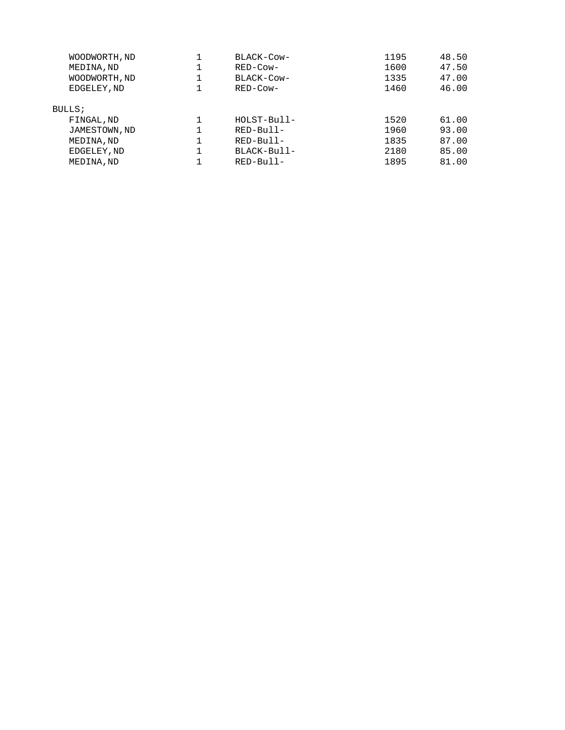| | | | | |
|---|---|---|---|---|
| WOODWORTH,ND | 1 | BLACK-Cow- | 1195 | 48.50 |
| MEDINA,ND | 1 | RED-Cow- | 1600 | 47.50 |
| WOODWORTH,ND | 1 | BLACK-Cow- | 1335 | 47.00 |
| EDGELEY,ND | 1 | RED-Cow- | 1460 | 46.00 |

BULLS;

| | | | | |
|---|---|---|---|---|
| FINGAL,ND | 1 | HOLST-Bull- | 1520 | 61.00 |
| JAMESTOWN,ND | 1 | RED-Bull- | 1960 | 93.00 |
| MEDINA,ND | 1 | RED-Bull- | 1835 | 87.00 |
| EDGELEY,ND | 1 | BLACK-Bull- | 2180 | 85.00 |
| MEDINA,ND | 1 | RED-Bull- | 1895 | 81.00 |